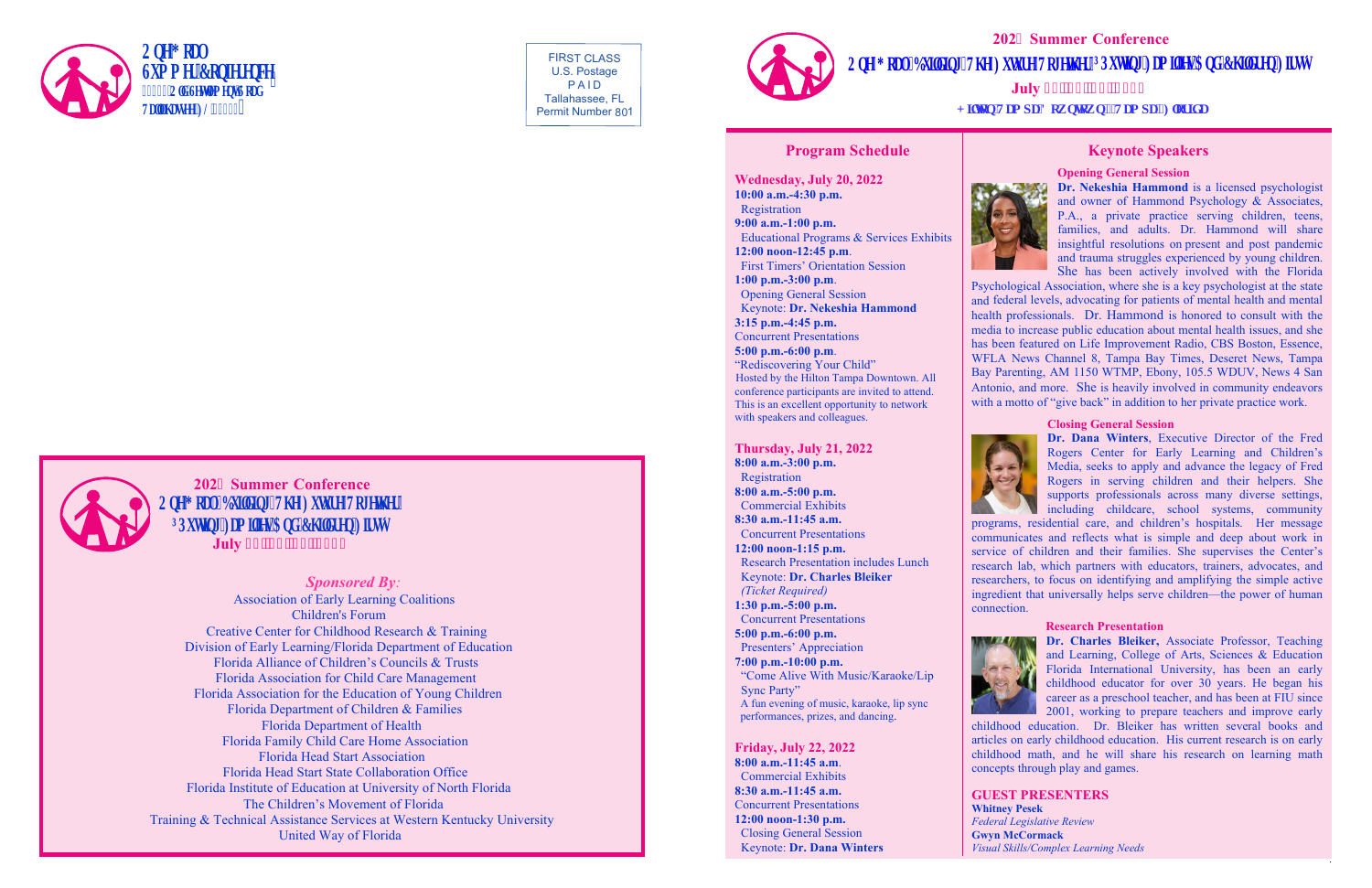**One Goal Summer Conference**

Tallahassee, FL

FIRST CLASS
U.S. Postage
PAID
Tallahassee, FL
Permit Number 801

# 2022 Summer Conference

## One Goal: Building The Future Together "Putting Families And Children First"

**July 20-22, 2022**

**Hilton Tampa Downtown, Tampa, Florida**

## Program Schedule

**Wednesday, July 20, 2022**

**10:00 a.m.-4:30 p.m.**
Registration

**9:00 a.m.-1:00 p.m.**
Educational Programs & Services Exhibits

**12:00 noon-12:45 p.m.**
First Timers' Orientation Session

**1:00 p.m.-3:00 p.m.**
Opening General Session
Keynote: **Dr. Nekeshia Hammond**

**3:15 p.m.-4:45 p.m.**
Concurrent Presentations

**5:00 p.m.-6:00 p.m.**
"Rediscovering Your Child"
Hosted by the Hilton Tampa Downtown. All conference participants are invited to attend. This is an excellent opportunity to network with speakers and colleagues.

**Thursday, July 21, 2022**

**8:00 a.m.-3:00 p.m.**
Registration

**8:00 a.m.-5:00 p.m.**
Commercial Exhibits

**8:30 a.m.-11:45 a.m.**
Concurrent Presentations

**12:00 noon-1:15 p.m.**
Research Presentation includes Lunch
Keynote: **Dr. Charles Bleiker**
*(Ticket Required)*

**1:30 p.m.-5:00 p.m.**
Concurrent Presentations

**5:00 p.m.-6:00 p.m.**
Presenters' Appreciation

**7:00 p.m.-10:00 p.m.**
"Come Alive With Music/Karaoke/Lip Sync Party"
A fun evening of music, karaoke, lip sync performances, prizes, and dancing.

**Friday, July 22, 2022**

**8:00 a.m.-11:45 a.m.**
Commercial Exhibits

**8:30 a.m.-11:45 a.m.**
Concurrent Presentations

**12:00 noon-1:30 p.m.**
Closing General Session
Keynote: **Dr. Dana Winters**

## Keynote Speakers

### Opening General Session

**Dr. Nekeshia Hammond** is a licensed psychologist and owner of Hammond Psychology & Associates, P.A., a private practice serving children, teens, families, and adults. Dr. Hammond will share insightful resolutions on present and post pandemic and trauma struggles experienced by young children. She has been actively involved with the Florida Psychological Association, where she is a key psychologist at the state and federal levels, advocating for patients of mental health and mental health professionals. Dr. Hammond is honored to consult with the media to increase public education about mental health issues, and she has been featured on Life Improvement Radio, CBS Boston, Essence, WFLA News Channel 8, Tampa Bay Times, Deseret News, Tampa Bay Parenting, AM 1150 WTMP, Ebony, 105.5 WDUV, News 4 San Antonio, and more. She is heavily involved in community endeavors with a motto of "give back" in addition to her private practice work.

### Closing General Session

**Dr. Dana Winters**, Executive Director of the Fred Rogers Center for Early Learning and Children's Media, seeks to apply and advance the legacy of Fred Rogers in serving children and their helpers. She supports professionals across many diverse settings, including childcare, school systems, community programs, residential care, and children's hospitals. Her message communicates and reflects what is simple and deep about work in service of children and their families. She supervises the Center's research lab, which partners with educators, trainers, advocates, and researchers, to focus on identifying and amplifying the simple active ingredient that universally helps serve children—the power of human connection.

### Research Presentation

**Dr. Charles Bleiker,** Associate Professor, Teaching and Learning, College of Arts, Sciences & Education Florida International University, has been an early childhood educator for over 30 years. He began his career as a preschool teacher, and has been at FIU since 2001, working to prepare teachers and improve early childhood education. Dr. Bleiker has written several books and articles on early childhood education. His current research is on early childhood math, and he will share his research on learning math concepts through play and games.

### GUEST PRESENTERS

**Whitney Pesek**
*Federal Legislative Review*

**Gwyn McCormack**
*Visual Skills/Complex Learning Needs*

# 2022 Summer Conference

## One Goal: Building The Future Together "Putting Families And Children First"

**July 20-22, 2022**

*Sponsored By:*

Association of Early Learning Coalitions
Children's Forum
Creative Center for Childhood Research & Training
Division of Early Learning/Florida Department of Education
Florida Alliance of Children's Councils & Trusts
Florida Association for Child Care Management
Florida Association for the Education of Young Children
Florida Department of Children & Families
Florida Department of Health
Florida Family Child Care Home Association
Florida Head Start Association
Florida Head Start State Collaboration Office
Florida Institute of Education at University of North Florida
The Children's Movement of Florida
Training & Technical Assistance Services at Western Kentucky University
United Way of Florida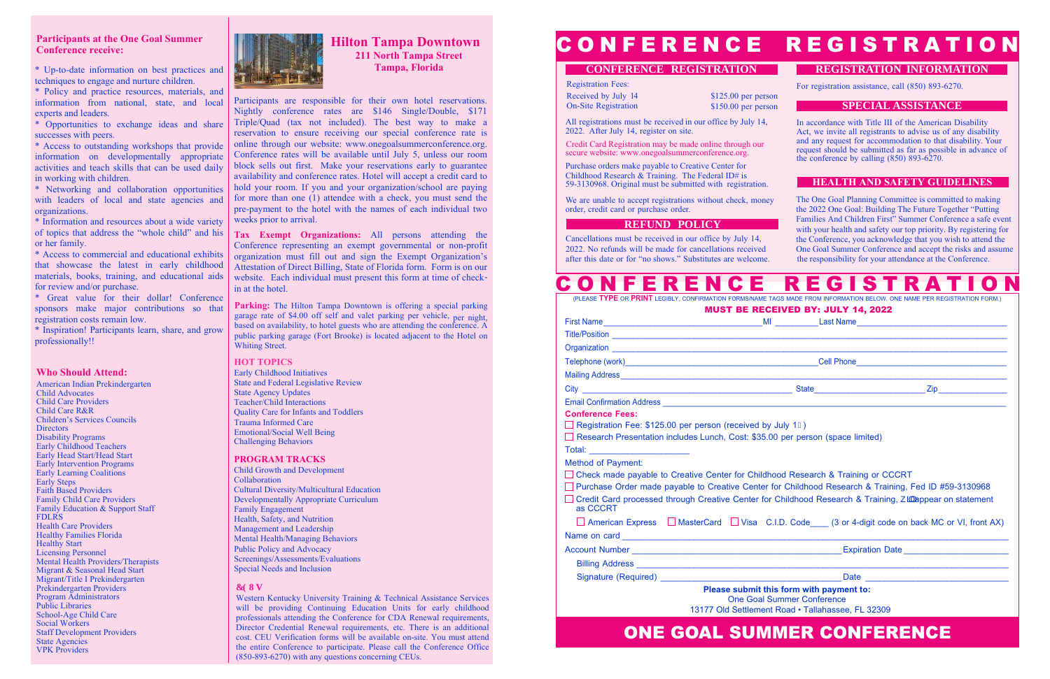## Participants at the One Goal Summer Conference receive:

* Up-to-date information on best practices and techniques to engage and nurture children.
* Policy and practice resources, materials, and information from national, state, and local experts and leaders.
* Opportunities to exchange ideas and share successes with peers.
* Access to outstanding workshops that provide information on developmentally appropriate activities and teach skills that can be used daily in working with children.
* Networking and collaboration opportunities with leaders of local and state agencies and organizations.
* Information and resources about a wide variety of topics that address the "whole child" and his or her family.
* Access to commercial and educational exhibits that showcase the latest in early childhood materials, books, training, and educational aids for review and/or purchase.
* Great value for their dollar! Conference sponsors make major contributions so that registration costs remain low.
* Inspiration! Participants learn, share, and grow professionally!!

## Who Should Attend:

American Indian Prekindergarten
Child Advocates
Child Care Providers
Child Care R&R
Children's Services Councils
Directors
Disability Programs
Early Childhood Teachers
Early Head Start/Head Start
Early Intervention Programs
Early Learning Coalitions
Early Steps
Faith Based Providers
Family Child Care Providers
Family Education & Support Staff
FDLRS
Health Care Providers
Healthy Families Florida
Healthy Start
Licensing Personnel
Mental Health Providers/Therapists
Migrant & Seasonal Head Start
Migrant/Title I Prekindergarten
Prekindergarten Providers
Program Administrators
Public Libraries
School-Age Child Care
Social Workers
Staff Development Providers
State Agencies
VPK Providers

## Hilton Tampa Downtown

**211 North Tampa Street**
**Tampa, Florida**

Participants are responsible for their own hotel reservations. Nightly conference rates are $146 Single/Double, $171 Triple/Quad (tax not included). The best way to make a reservation to ensure receiving our special conference rate is online through our website: www.onegoalsummerconference.org. Conference rates will be available until July 5, unless our room block sells out first. Make your reservations early to guarantee availability and conference rates. Hotel will accept a credit card to hold your room. If you and your organization/school are paying for more than one (1) attendee with a check, you must send the pre-payment to the hotel with the names of each individual two weeks prior to arrival.

**Tax Exempt Organizations:** All persons attending the Conference representing an exempt governmental or non-profit organization must fill out and sign the Exempt Organization's Attestation of Direct Billing, State of Florida form. Form is on our website. Each individual must present this form at time of check-in at the hotel.

**Parking:** The Hilton Tampa Downtown is offering a special parking garage rate of $4.00 off self and valet parking per vehicle, per night, based on availability, to hotel guests who are attending the conference. A public parking garage (Fort Brooke) is located adjacent to the Hotel on Whiting Street.

### HOT TOPICS

Early Childhood Initiatives
State and Federal Legislative Review
State Agency Updates
Teacher/Child Interactions
Quality Care for Infants and Toddlers
Trauma Informed Care
Emotional/Social Well Being
Challenging Behaviors

### PROGRAM TRACKS

Child Growth and Development
Collaboration
Cultural Diversity/Multicultural Education
Developmentally Appropriate Curriculum
Family Engagement
Health, Safety, and Nutrition
Management and Leadership
Mental Health/Managing Behaviors
Public Policy and Advocacy
Screenings/Assessments/Evaluations
Special Needs and Inclusion

### &( 8 V

Western Kentucky University Training & Technical Assistance Services will be providing Continuing Education Units for early childhood professionals attending the Conference for CDA Renewal requirements, Director Credential Renewal requirements, etc. There is an additional cost. CEU Verification forms will be available on-site. You must attend the entire Conference to participate. Please call the Conference Office (850-893-6270) with any questions concerning CEUs.

# CONFERENCE REGISTRATION

## CONFERENCE REGISTRATION

Registration Fees:

| | |
|---|---|
| Received by July 14 | $125.00 per person |
| On-Site Registration | $150.00 per person |

All registrations must be received in our office by July 14, 2022. After July 14, register on site.

Credit Card Registration may be made online through our secure website: www.onegoalsummerconference.org.

Purchase orders make payable to Creative Center for Childhood Research & Training. The Federal ID# is 59-3130968. Original must be submitted with registration.

We are unable to accept registrations without check, money order, credit card or purchase order.

## REFUND POLICY

Cancellations must be received in our office by July 14, 2022. No refunds will be made for cancellations received after this date or for "no shows." Substitutes are welcome.

## REGISTRATION INFORMATION

For registration assistance, call (850) 893-6270.

## SPECIAL ASSISTANCE

In accordance with Title III of the American Disability Act, we invite all registrants to advise us of any disability and any request for accommodation to that disability. Your request should be submitted as far as possible in advance of the conference by calling (850) 893-6270.

## HEALTH AND SAFETY GUIDELINES

The One Goal Planning Committee is committed to making the 2022 One Goal: Building The Future Together "Putting Families And Children First" Summer Conference a safe event with your health and safety our top priority. By registering for the Conference, you acknowledge that you wish to attend the One Goal Summer Conference and accept the risks and assume the responsibility for your attendance at the Conference.

# CONFERENCE REGISTRATION

(PLEASE **TYPE** OR **PRINT** LEGIBLY, CONFIRMATION FORMS/NAME TAGS MADE FROM INFORMATION BELOW, ONE NAME PER REGISTRATION FORM.)

**MUST BE RECEIVED BY: JULY 14, 2022**

First Name ____________ MI ______ Last Name ____________

Title/Position ____________

Organization ____________

Telephone (work) ____________ Cell Phone ____________

Mailing Address ____________

City ____________ State ____________ Zip ____________

Email Confirmation Address ____________

**Conference Fees:**

☐ Registration Fee: $125.00 per person (received by July 1)

☐ Research Presentation includes Lunch, Cost: $35.00 per person (space limited)

Total: ____________

Method of Payment:

☐ Check made payable to Creative Center for Childhood Research & Training or CCCRT

☐ Purchase Order made payable to Creative Center for Childhood Research & Training, Fed ID #59-3130968

☐ Credit Card processed through Creative Center for Childhood Research & Training, Will appear on statement as CCCRT

☐ American Express ☐ MasterCard ☐ Visa C.I.D. Code____ (3 or 4-digit code on back MC or VI, front AX)

Name on card ____________

Account Number ____________ Expiration Date ____________

Billing Address ____________

Signature (Required) ____________ Date ____________

**Please submit this form with payment to:**
One Goal Summer Conference
13177 Old Settlement Road • Tallahassee, FL 32309

# ONE GOAL SUMMER CONFERENCE